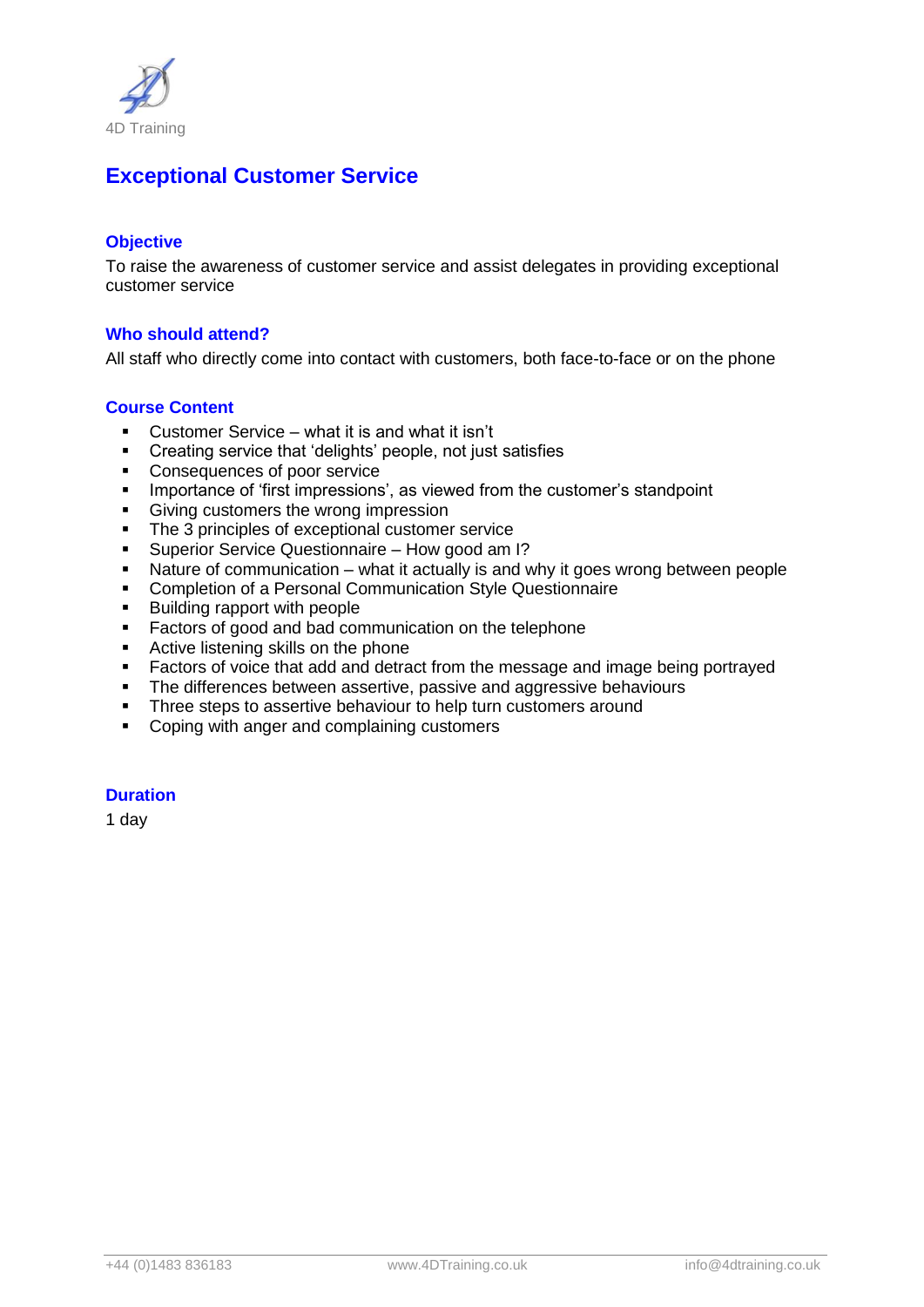4D Training

# Exceptional Customer Service

## Objective

To raise the awareness of customer service and assist delegates in providing exceptional customer service

## Who should attend?

All staff who directly come into contact with customers, both face-to-face or on the phone

## Course Content

- Customer Service – what it is and what it isn't
- Creating service that 'delights' people, not just satisfies
- Consequences of poor service
- Importance of 'first impressions', as viewed from the customer's standpoint
- Giving customers the wrong impression
- The 3 principles of exceptional customer service
- Superior Service Questionnaire – How good am I?
- Nature of communication – what it actually is and why it goes wrong between people
- Completion of a Personal Communication Style Questionnaire
- Building rapport with people
- Factors of good and bad communication on the telephone
- Active listening skills on the phone
- Factors of voice that add and detract from the message and image being portrayed
- The differences between assertive, passive and aggressive behaviours
- Three steps to assertive behaviour to help turn customers around
- Coping with anger and complaining customers

## Duration

1 day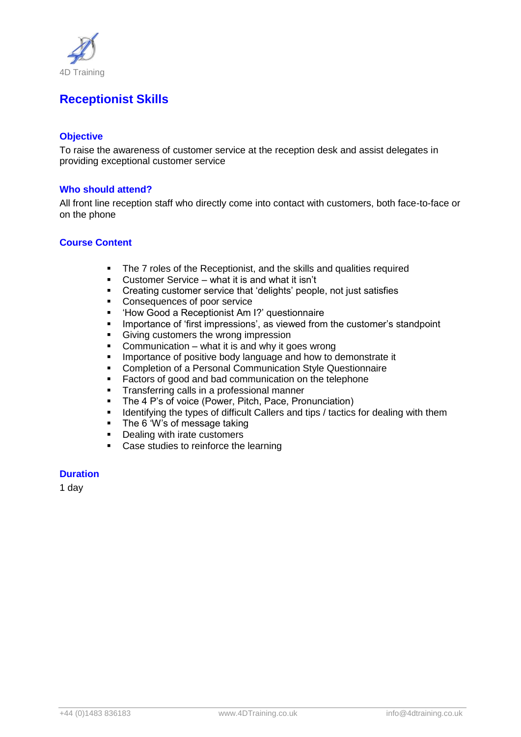4D Training

# Receptionist Skills

### Objective

To raise the awareness of customer service at the reception desk and assist delegates in providing exceptional customer service

### Who should attend?

All front line reception staff who directly come into contact with customers, both face-to-face or on the phone

### Course Content

- The 7 roles of the Receptionist, and the skills and qualities required
- Customer Service – what it is and what it isn't
- Creating customer service that 'delights' people, not just satisfies
- Consequences of poor service
- 'How Good a Receptionist Am I?' questionnaire
- Importance of 'first impressions', as viewed from the customer's standpoint
- Giving customers the wrong impression
- Communication – what it is and why it goes wrong
- Importance of positive body language and how to demonstrate it
- Completion of a Personal Communication Style Questionnaire
- Factors of good and bad communication on the telephone
- Transferring calls in a professional manner
- The 4 P's of voice (Power, Pitch, Pace, Pronunciation)
- Identifying the types of difficult Callers and tips / tactics for dealing with them
- The 6 'W's of message taking
- Dealing with irate customers
- Case studies to reinforce the learning

### Duration

1 day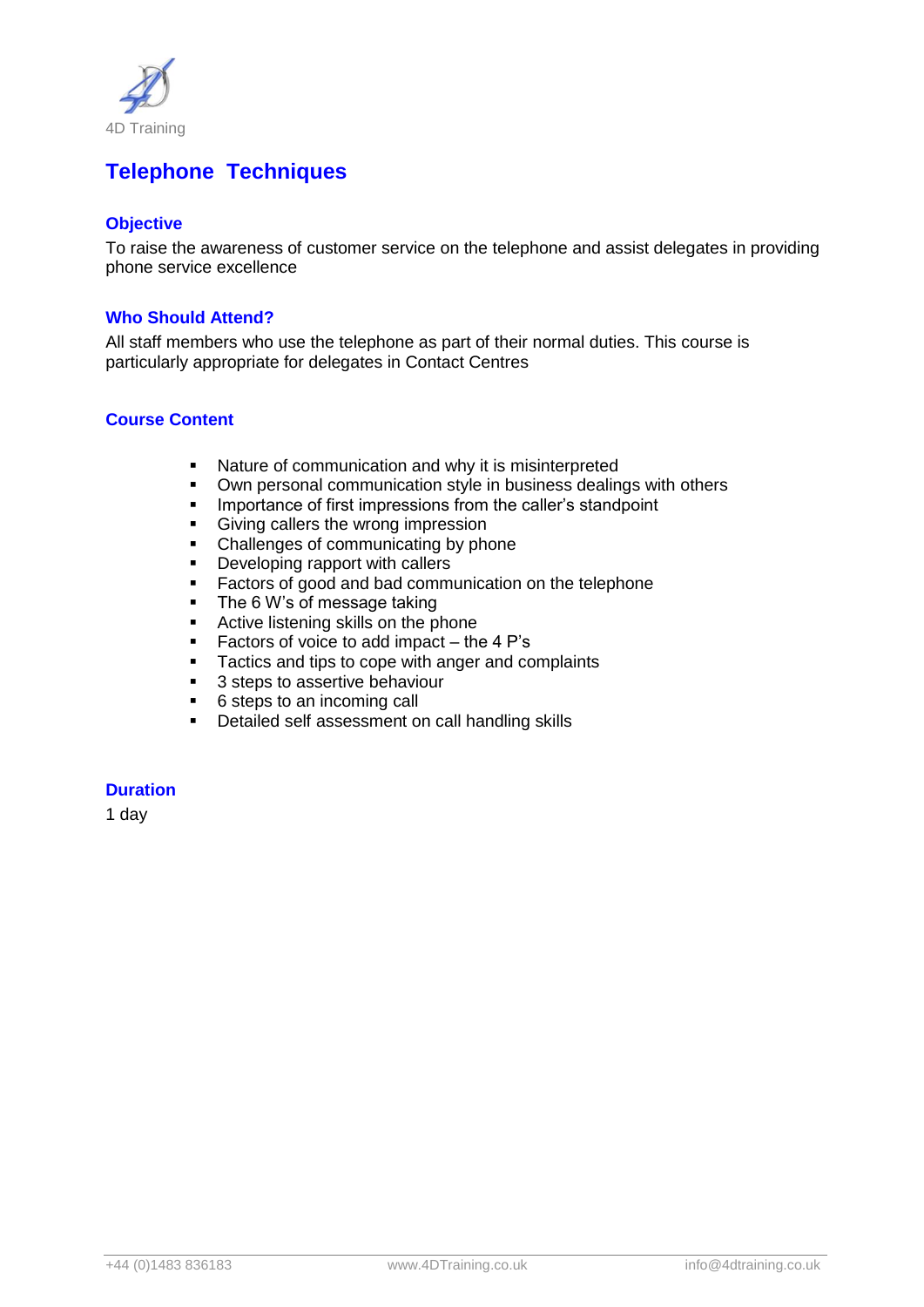4D Training

# Telephone Techniques

## Objective

To raise the awareness of customer service on the telephone and assist delegates in providing phone service excellence

## Who Should Attend?

All staff members who use the telephone as part of their normal duties. This course is particularly appropriate for delegates in Contact Centres

## Course Content

- Nature of communication and why it is misinterpreted
- Own personal communication style in business dealings with others
- Importance of first impressions from the caller's standpoint
- Giving callers the wrong impression
- Challenges of communicating by phone
- Developing rapport with callers
- Factors of good and bad communication on the telephone
- The 6 W's of message taking
- Active listening skills on the phone
- Factors of voice to add impact – the 4 P's
- Tactics and tips to cope with anger and complaints
- 3 steps to assertive behaviour
- 6 steps to an incoming call
- Detailed self assessment on call handling skills

## Duration

1 day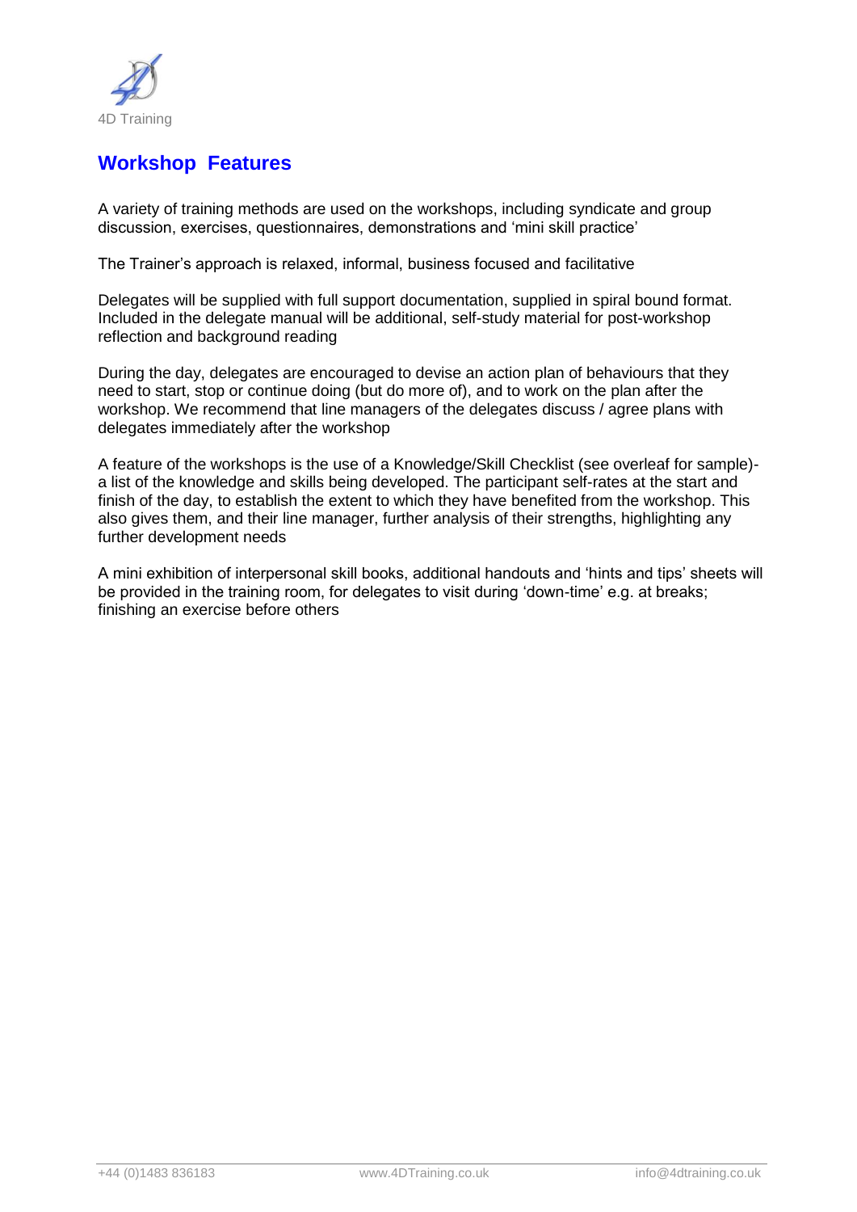## Workshop Features

A variety of training methods are used on the workshops, including syndicate and group discussion, exercises, questionnaires, demonstrations and 'mini skill practice'

The Trainer's approach is relaxed, informal, business focused and facilitative

Delegates will be supplied with full support documentation, supplied in spiral bound format. Included in the delegate manual will be additional, self-study material for post-workshop reflection and background reading

During the day, delegates are encouraged to devise an action plan of behaviours that they need to start, stop or continue doing (but do more of), and to work on the plan after the workshop. We recommend that line managers of the delegates discuss / agree plans with delegates immediately after the workshop

A feature of the workshops is the use of a Knowledge/Skill Checklist (see overleaf for sample)- a list of the knowledge and skills being developed. The participant self-rates at the start and finish of the day, to establish the extent to which they have benefited from the workshop. This also gives them, and their line manager, further analysis of their strengths, highlighting any further development needs

A mini exhibition of interpersonal skill books, additional handouts and 'hints and tips' sheets will be provided in the training room, for delegates to visit during 'down-time' e.g. at breaks; finishing an exercise before others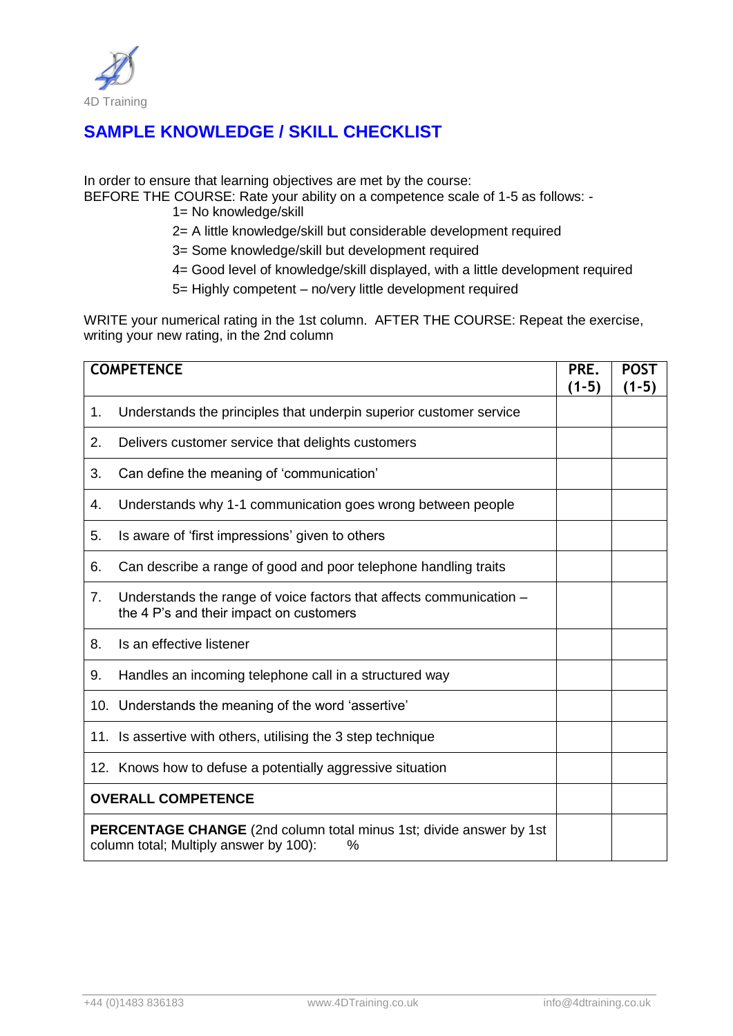4D Training

# SAMPLE KNOWLEDGE / SKILL CHECKLIST

In order to ensure that learning objectives are met by the course:
BEFORE THE COURSE: Rate your ability on a competence scale of 1-5 as follows: -

1= No knowledge/skill

2= A little knowledge/skill but considerable development required

3= Some knowledge/skill but development required

4= Good level of knowledge/skill displayed, with a little development required

5= Highly competent – no/very little development required

WRITE your numerical rating in the 1st column. AFTER THE COURSE: Repeat the exercise, writing your new rating, in the 2nd column

| COMPETENCE | PRE. (1-5) | POST (1-5) |
|---|---|---|
| 1. Understands the principles that underpin superior customer service | | |
| 2. Delivers customer service that delights customers | | |
| 3. Can define the meaning of 'communication' | | |
| 4. Understands why 1-1 communication goes wrong between people | | |
| 5. Is aware of 'first impressions' given to others | | |
| 6. Can describe a range of good and poor telephone handling traits | | |
| 7. Understands the range of voice factors that affects communication – the 4 P's and their impact on customers | | |
| 8. Is an effective listener | | |
| 9. Handles an incoming telephone call in a structured way | | |
| 10. Understands the meaning of the word 'assertive' | | |
| 11. Is assertive with others, utilising the 3 step technique | | |
| 12. Knows how to defuse a potentially aggressive situation | | |
| **OVERALL COMPETENCE** | | |
| **PERCENTAGE CHANGE** (2nd column total minus 1st; divide answer by 1st column total; Multiply answer by 100): % | | |